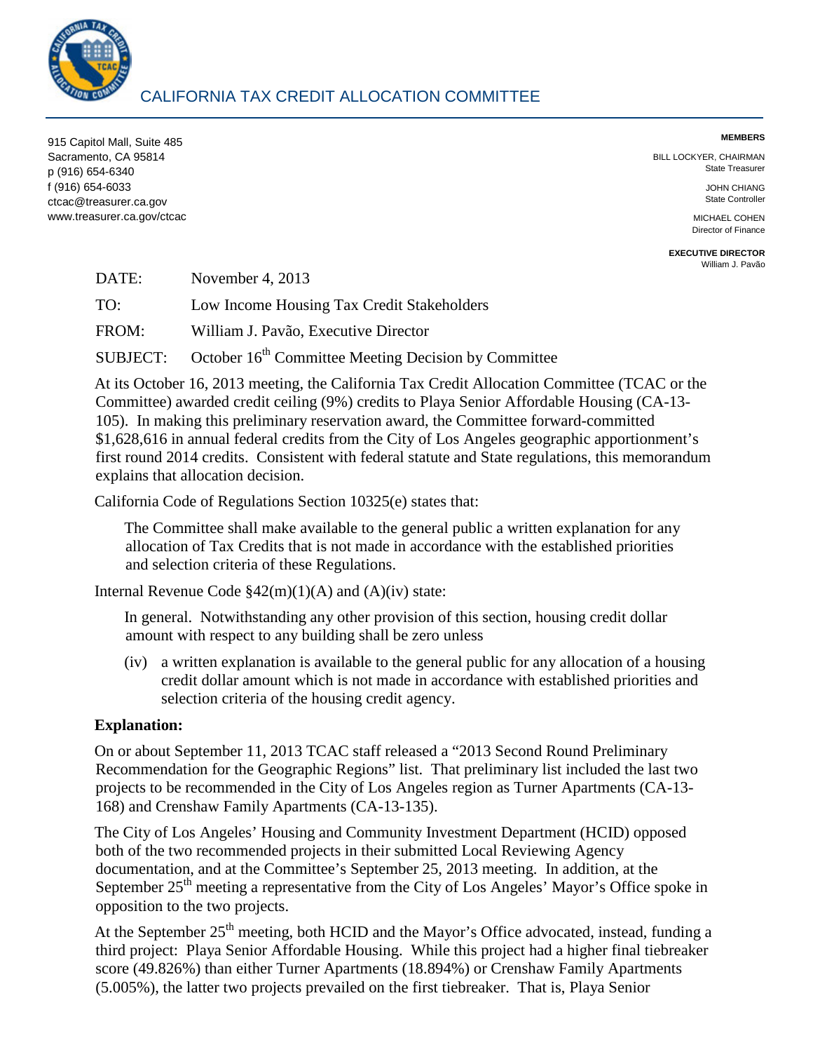# CALIFORNIA TAX CREDIT ALLOCATION COMMITTEE

915 Capitol Mall, Suite 485
Sacramento, CA 95814
p (916) 654-6340
f (916) 654-6033
ctcac@treasurer.ca.gov
www.treasurer.ca.gov/ctcac

**MEMBERS**

BILL LOCKYER, CHAIRMAN
State Treasurer

JOHN CHIANG
State Controller

MICHAEL COHEN
Director of Finance

**EXECUTIVE DIRECTOR**
William J. Pavão

DATE: November 4, 2013

TO: Low Income Housing Tax Credit Stakeholders

FROM: William J. Pavão, Executive Director

SUBJECT: October 16th Committee Meeting Decision by Committee

At its October 16, 2013 meeting, the California Tax Credit Allocation Committee (TCAC or the Committee) awarded credit ceiling (9%) credits to Playa Senior Affordable Housing (CA-13-105). In making this preliminary reservation award, the Committee forward-committed $1,628,616 in annual federal credits from the City of Los Angeles geographic apportionment's first round 2014 credits. Consistent with federal statute and State regulations, this memorandum explains that allocation decision.

California Code of Regulations Section 10325(e) states that:

> The Committee shall make available to the general public a written explanation for any allocation of Tax Credits that is not made in accordance with the established priorities and selection criteria of these Regulations.

Internal Revenue Code §42(m)(1)(A) and (A)(iv) state:

> In general. Notwithstanding any other provision of this section, housing credit dollar amount with respect to any building shall be zero unless
>
> (iv) a written explanation is available to the general public for any allocation of a housing credit dollar amount which is not made in accordance with established priorities and selection criteria of the housing credit agency.

**Explanation:**

On or about September 11, 2013 TCAC staff released a "2013 Second Round Preliminary Recommendation for the Geographic Regions" list. That preliminary list included the last two projects to be recommended in the City of Los Angeles region as Turner Apartments (CA-13-168) and Crenshaw Family Apartments (CA-13-135).

The City of Los Angeles' Housing and Community Investment Department (HCID) opposed both of the two recommended projects in their submitted Local Reviewing Agency documentation, and at the Committee's September 25, 2013 meeting. In addition, at the September 25th meeting a representative from the City of Los Angeles' Mayor's Office spoke in opposition to the two projects.

At the September 25th meeting, both HCID and the Mayor's Office advocated, instead, funding a third project: Playa Senior Affordable Housing. While this project had a higher final tiebreaker score (49.826%) than either Turner Apartments (18.894%) or Crenshaw Family Apartments (5.005%), the latter two projects prevailed on the first tiebreaker. That is, Playa Senior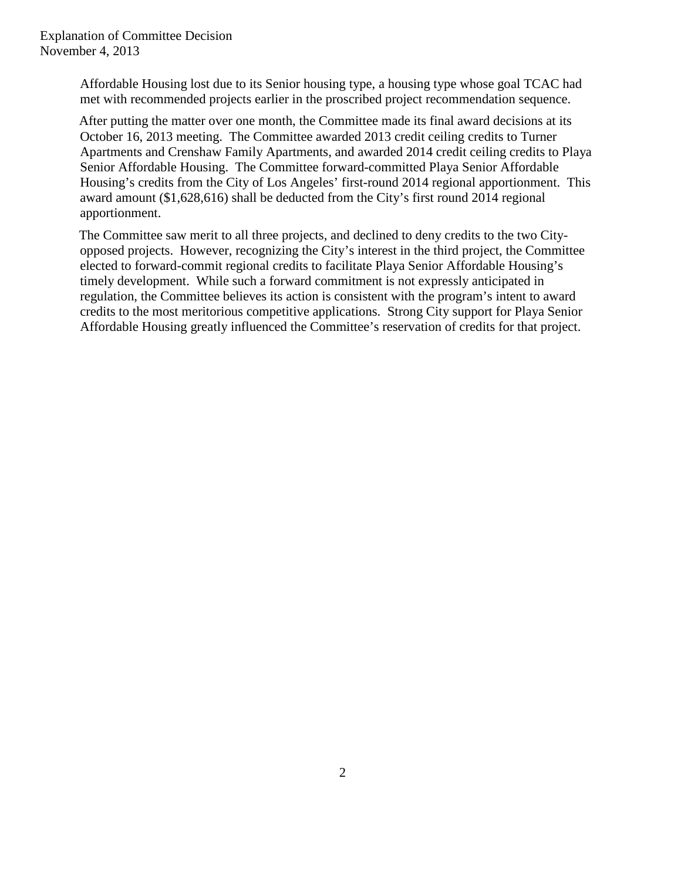Affordable Housing lost due to its Senior housing type, a housing type whose goal TCAC had met with recommended projects earlier in the proscribed project recommendation sequence.

After putting the matter over one month, the Committee made its final award decisions at its October 16, 2013 meeting. The Committee awarded 2013 credit ceiling credits to Turner Apartments and Crenshaw Family Apartments, and awarded 2014 credit ceiling credits to Playa Senior Affordable Housing. The Committee forward-committed Playa Senior Affordable Housing's credits from the City of Los Angeles' first-round 2014 regional apportionment. This award amount ($1,628,616) shall be deducted from the City's first round 2014 regional apportionment.

The Committee saw merit to all three projects, and declined to deny credits to the two City-opposed projects. However, recognizing the City's interest in the third project, the Committee elected to forward-commit regional credits to facilitate Playa Senior Affordable Housing's timely development. While such a forward commitment is not expressly anticipated in regulation, the Committee believes its action is consistent with the program's intent to award credits to the most meritorious competitive applications. Strong City support for Playa Senior Affordable Housing greatly influenced the Committee's reservation of credits for that project.